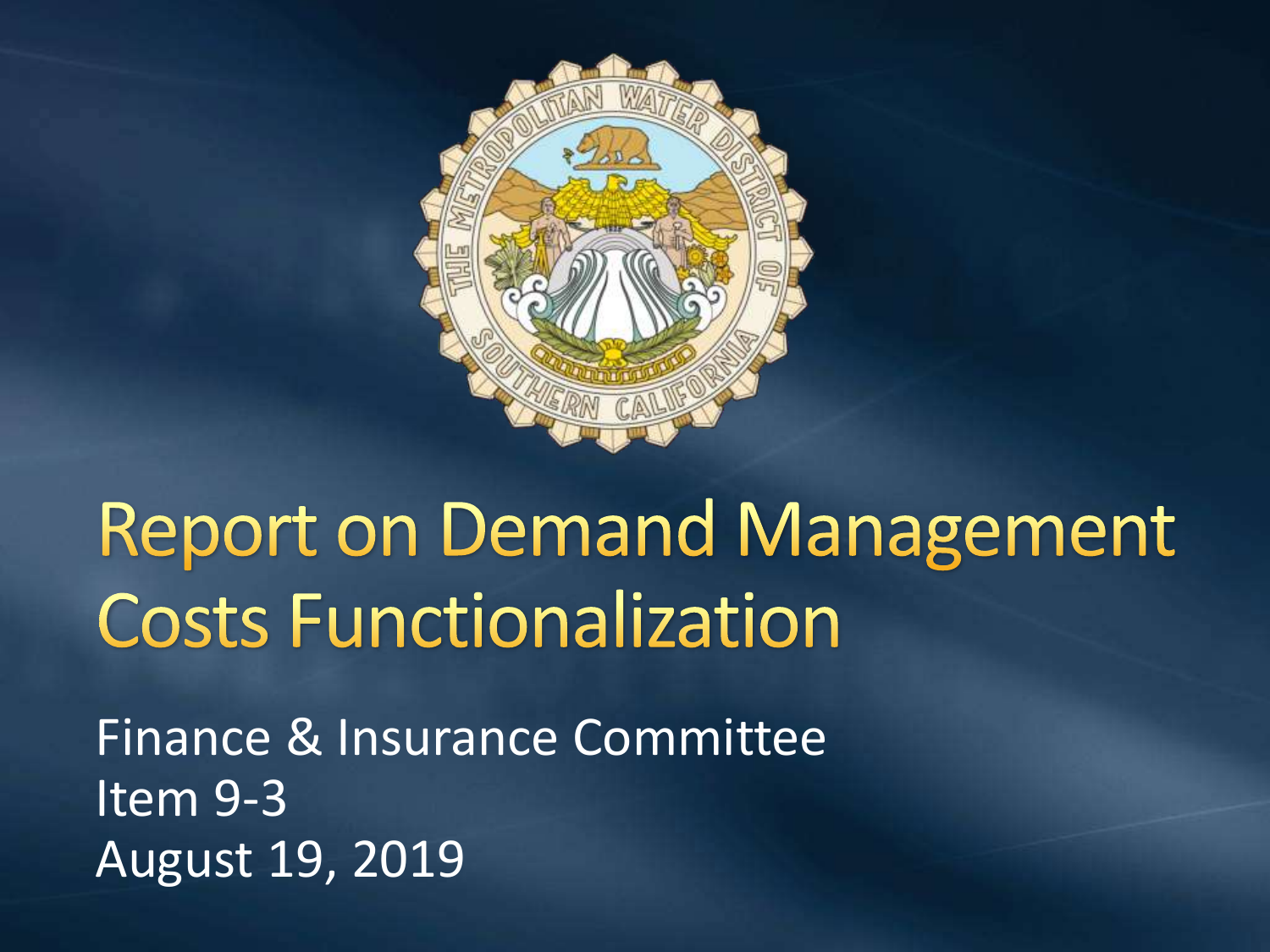# Report on Demand Management Costs Functionalization

Finance & Insurance Committee
Item 9-3
August 19, 2019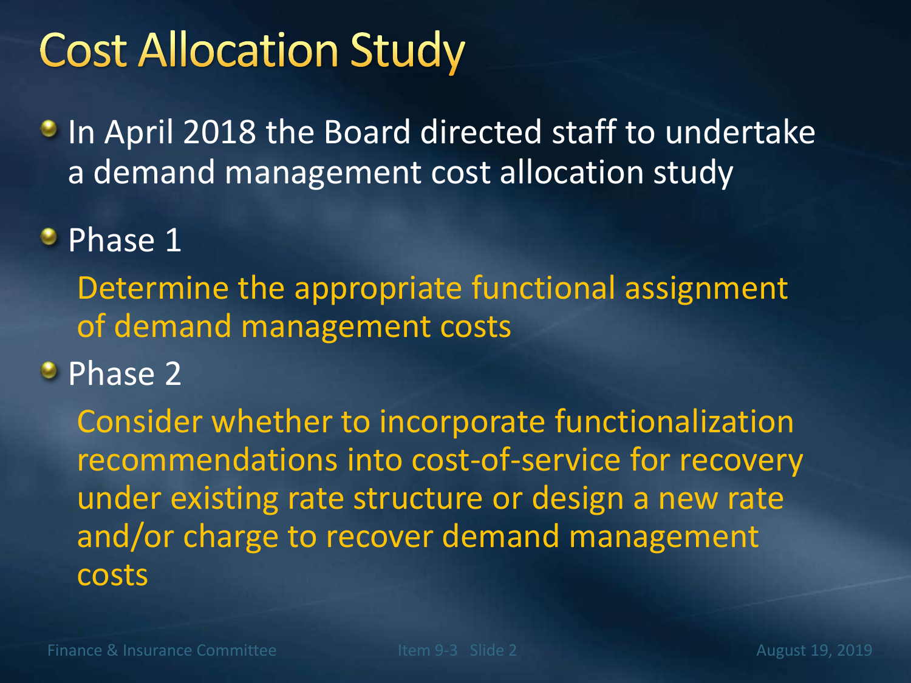# Cost Allocation Study

- In April 2018 the Board directed staff to undertake a demand management cost allocation study
- Phase 1

  Determine the appropriate functional assignment of demand management costs
- Phase 2

  Consider whether to incorporate functionalization recommendations into cost-of-service for recovery under existing rate structure or design a new rate and/or charge to recover demand management costs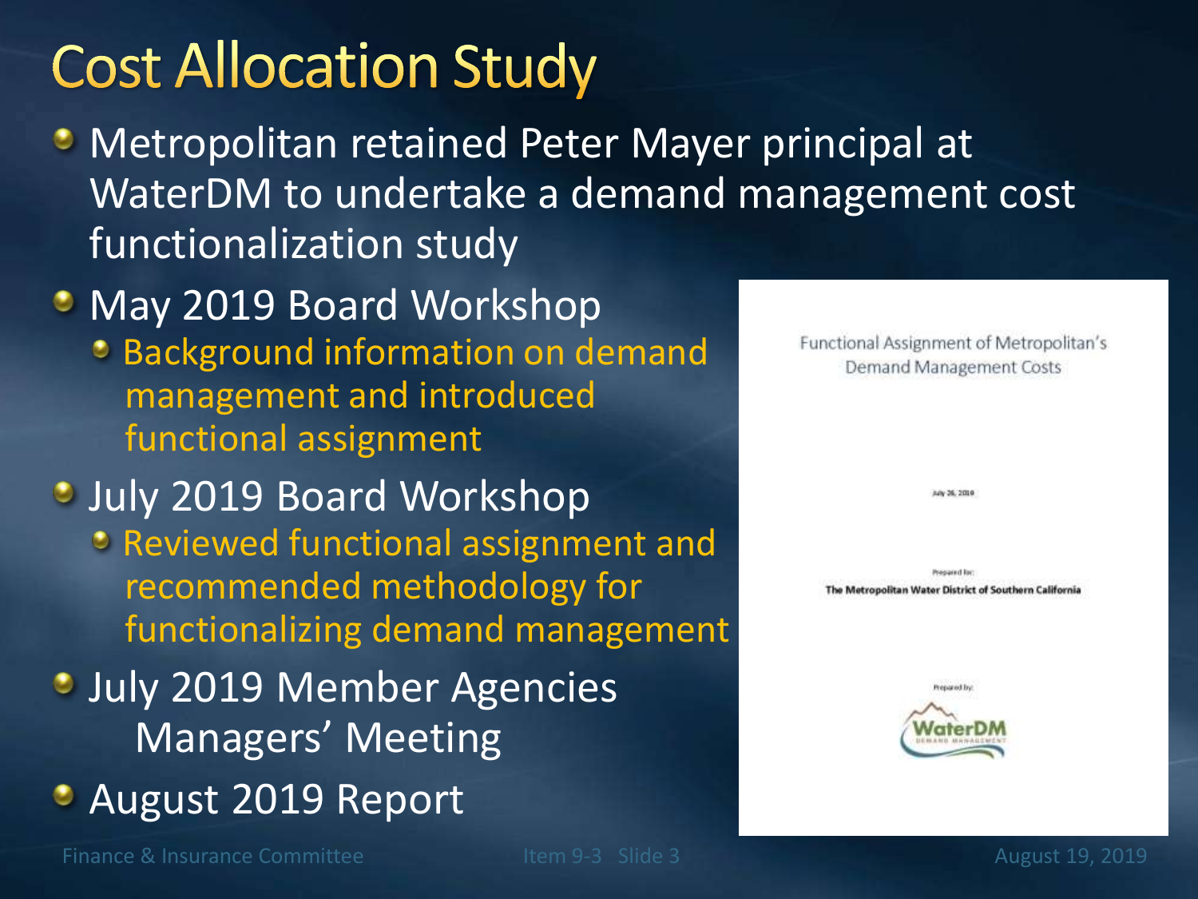# Cost Allocation Study

- Metropolitan retained Peter Mayer principal at WaterDM to undertake a demand management cost functionalization study
- May 2019 Board Workshop
  - Background information on demand management and introduced functional assignment
- July 2019 Board Workshop
  - Reviewed functional assignment and recommended methodology for functionalizing demand management
- July 2019 Member Agencies Managers' Meeting
- August 2019 Report

Functional Assignment of Metropolitan's Demand Management Costs

July 26, 2019

Prepared for:
**The Metropolitan Water District of Southern California**

Prepared by:
WaterDM
DEMAND MANAGEMENT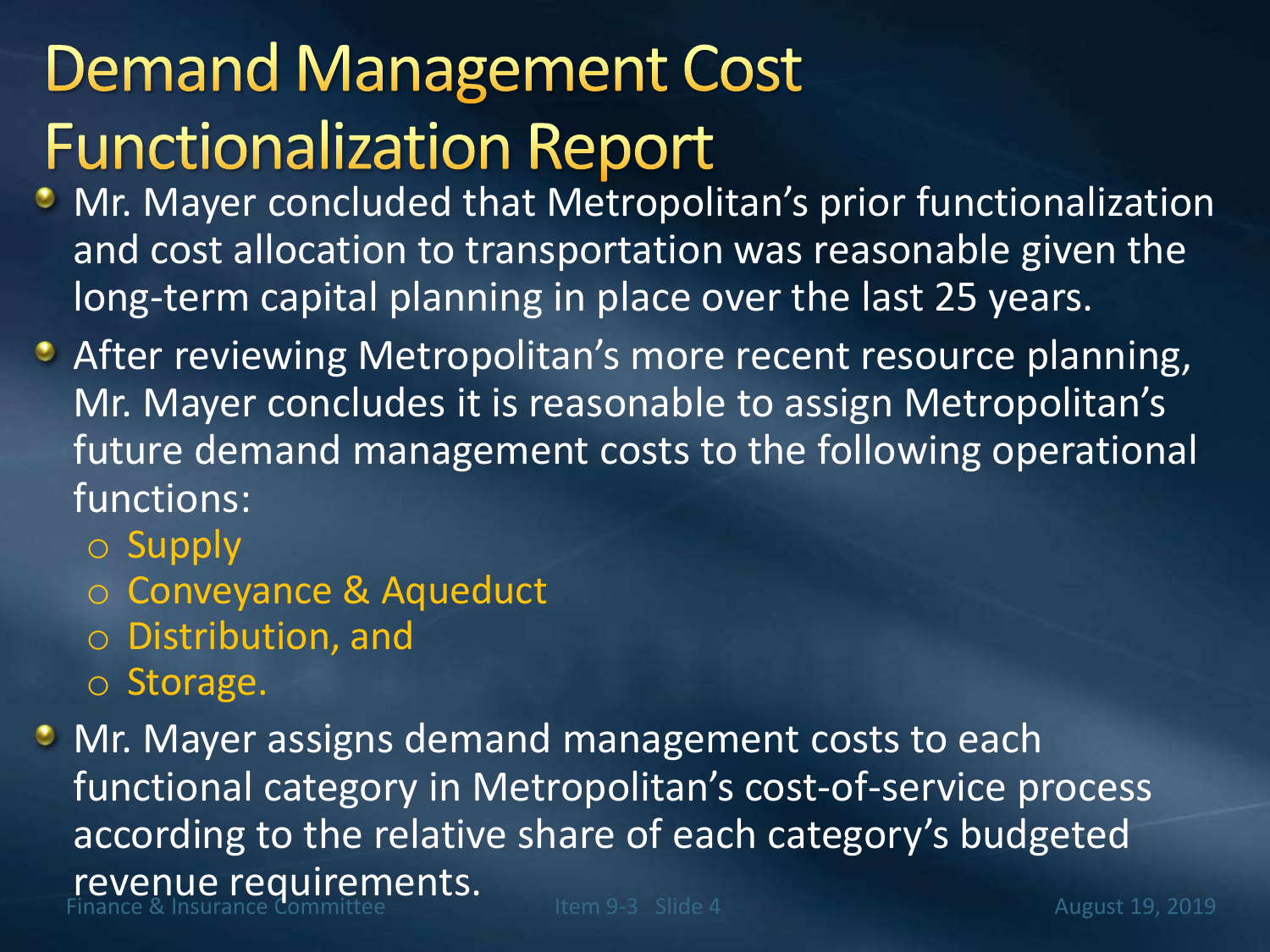# Demand Management Cost Functionalization Report

- Mr. Mayer concluded that Metropolitan's prior functionalization and cost allocation to transportation was reasonable given the long-term capital planning in place over the last 25 years.
- After reviewing Metropolitan's more recent resource planning, Mr. Mayer concludes it is reasonable to assign Metropolitan's future demand management costs to the following operational functions:
  - Supply
  - Conveyance & Aqueduct
  - Distribution, and
  - Storage.
- Mr. Mayer assigns demand management costs to each functional category in Metropolitan's cost-of-service process according to the relative share of each category's budgeted revenue requirements.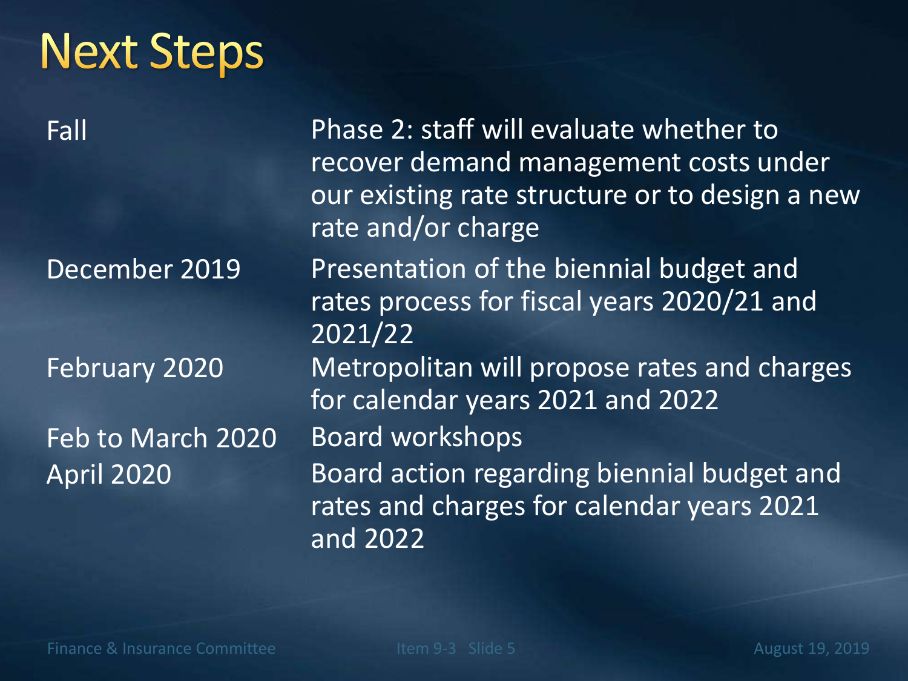# Next Steps

| | |
|---|---|
| Fall | Phase 2: staff will evaluate whether to recover demand management costs under our existing rate structure or to design a new rate and/or charge |
| December 2019 | Presentation of the biennial budget and rates process for fiscal years 2020/21 and 2021/22 |
| February 2020 | Metropolitan will propose rates and charges for calendar years 2021 and 2022 |
| Feb to March 2020 | Board workshops |
| April 2020 | Board action regarding biennial budget and rates and charges for calendar years 2021 and 2022 |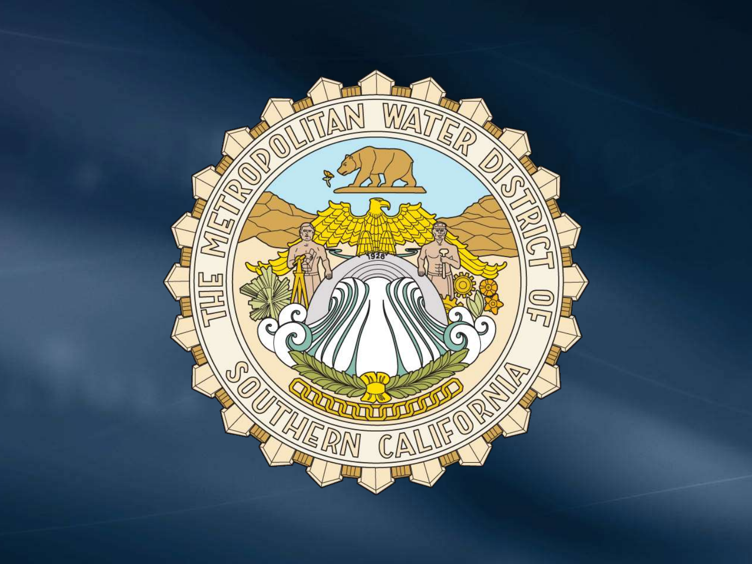THE METROPOLITAN WATER DISTRICT OF SOUTHERN CALIFORNIA

1928